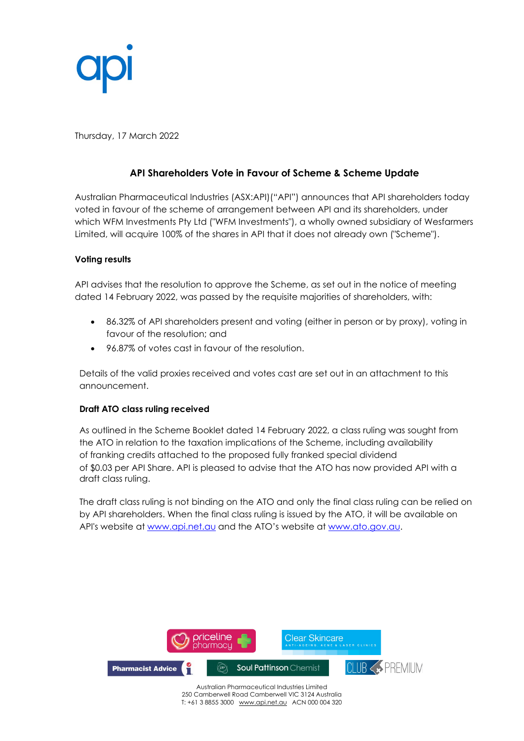Thursday, 17 March 2022

## API Shareholders Vote in Favour of Scheme & Scheme Update

Australian Pharmaceutical Industries (ASX:API)("API") announces that API shareholders today voted in favour of the scheme of arrangement between API and its shareholders, under which WFM Investments Pty Ltd ("WFM Investments"), a wholly owned subsidiary of Wesfarmers Limited, will acquire 100% of the shares in API that it does not already own ("Scheme").

**Voting results**

API advises that the resolution to approve the Scheme, as set out in the notice of meeting dated 14 February 2022, was passed by the requisite majorities of shareholders, with:

- 86.32% of API shareholders present and voting (either in person or by proxy), voting in favour of the resolution; and
- 96.87% of votes cast in favour of the resolution.

Details of the valid proxies received and votes cast are set out in an attachment to this announcement.

**Draft ATO class ruling received**

As outlined in the Scheme Booklet dated 14 February 2022, a class ruling was sought from the ATO in relation to the taxation implications of the Scheme, including availability of franking credits attached to the proposed fully franked special dividend of $0.03 per API Share. API is pleased to advise that the ATO has now provided API with a draft class ruling.

The draft class ruling is not binding on the ATO and only the final class ruling can be relied on by API shareholders. When the final class ruling is issued by the ATO, it will be available on API's website at www.api.net.au and the ATO's website at www.ato.gov.au.

Australian Pharmaceutical Industries Limited
250 Camberwell Road Camberwell VIC 3124 Australia
T: +61 3 8855 3000 www.api.net.au ACN 000 004 320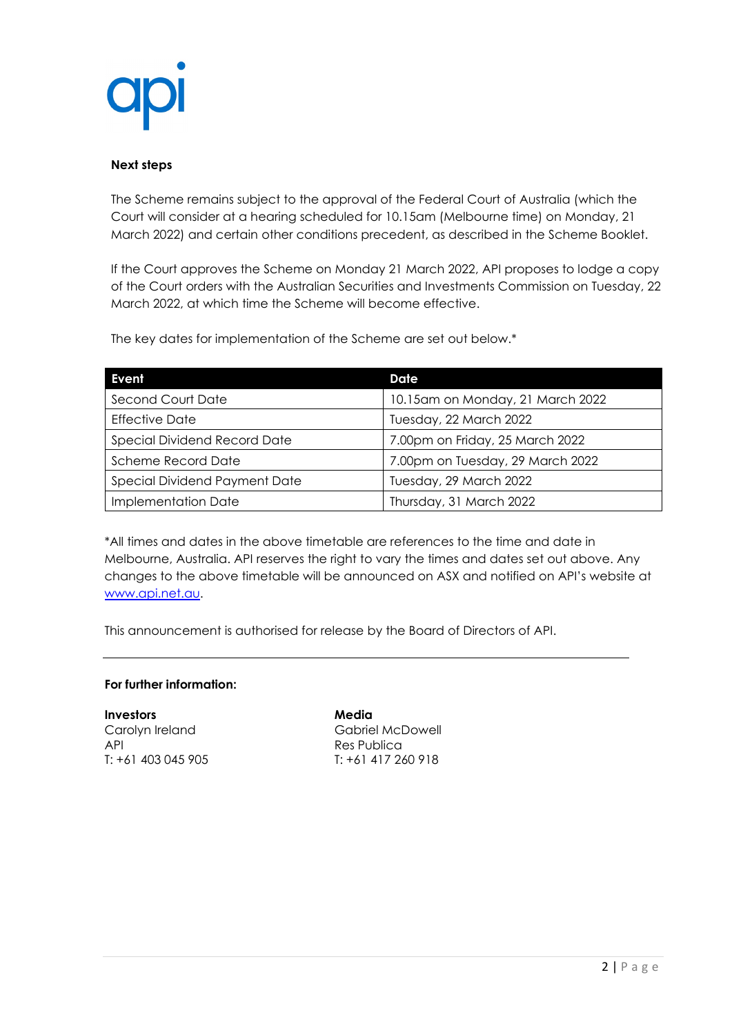**Next steps**

The Scheme remains subject to the approval of the Federal Court of Australia (which the Court will consider at a hearing scheduled for 10.15am (Melbourne time) on Monday, 21 March 2022) and certain other conditions precedent, as described in the Scheme Booklet.

If the Court approves the Scheme on Monday 21 March 2022, API proposes to lodge a copy of the Court orders with the Australian Securities and Investments Commission on Tuesday, 22 March 2022, at which time the Scheme will become effective.

The key dates for implementation of the Scheme are set out below.*

| Event | Date |
|---|---|
| Second Court Date | 10.15am on Monday, 21 March 2022 |
| Effective Date | Tuesday, 22 March 2022 |
| Special Dividend Record Date | 7.00pm on Friday, 25 March 2022 |
| Scheme Record Date | 7.00pm on Tuesday, 29 March 2022 |
| Special Dividend Payment Date | Tuesday, 29 March 2022 |
| Implementation Date | Thursday, 31 March 2022 |

*All times and dates in the above timetable are references to the time and date in Melbourne, Australia. API reserves the right to vary the times and dates set out above. Any changes to the above timetable will be announced on ASX and notified on API's website at www.api.net.au.

This announcement is authorised for release by the Board of Directors of API.

---

**For further information:**

**Investors**
Carolyn Ireland
API
T: +61 403 045 905

**Media**
Gabriel McDowell
Res Publica
T: +61 417 260 918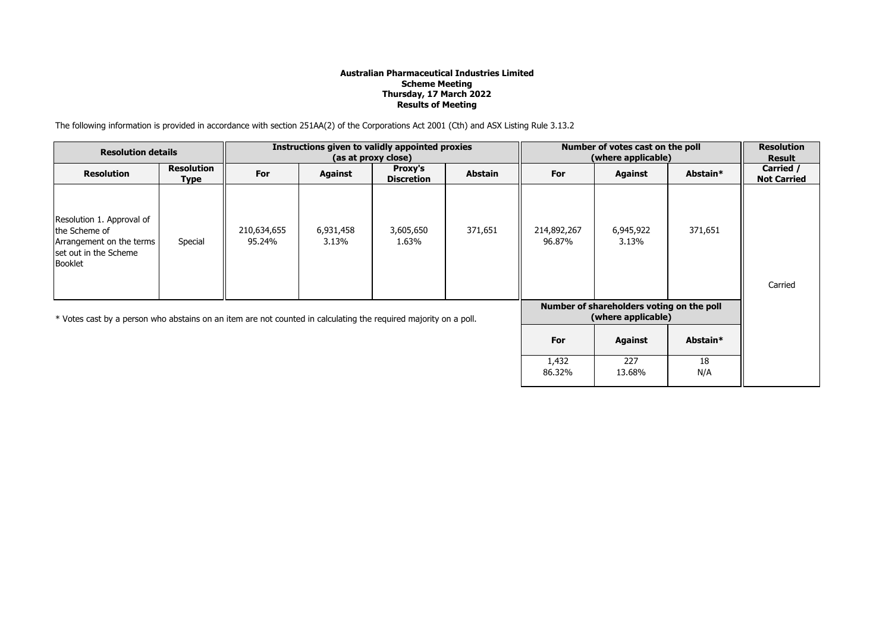**Australian Pharmaceutical Industries Limited**
**Scheme Meeting**
**Thursday, 17 March 2022**
**Results of Meeting**

The following information is provided in accordance with section 251AA(2) of the Corporations Act 2001 (Cth) and ASX Listing Rule 3.13.2

| Resolution details | | Instructions given to validly appointed proxies (as at proxy close) | | | | Number of votes cast on the poll (where applicable) | | | Resolution Result |
|---|---|---|---|---|---|---|---|---|---|
| **Resolution** | **Resolution Type** | **For** | **Against** | **Proxy's Discretion** | **Abstain** | **For** | **Against** | **Abstain*** | **Carried / Not Carried** |
| Resolution 1. Approval of the Scheme of Arrangement on the terms set out in the Scheme Booklet | Special | 210,634,655 95.24% | 6,931,458 3.13% | 3,605,650 1.63% | 371,651 | 214,892,267 96.87% | 6,945,922 3.13% | 371,651 | Carried |

| Number of shareholders voting on the poll (where applicable) | | |
|---|---|---|
| **For** | **Against** | **Abstain*** |
| 1,432 86.32% | 227 13.68% | 18 N/A |

* Votes cast by a person who abstains on an item are not counted in calculating the required majority on a poll.